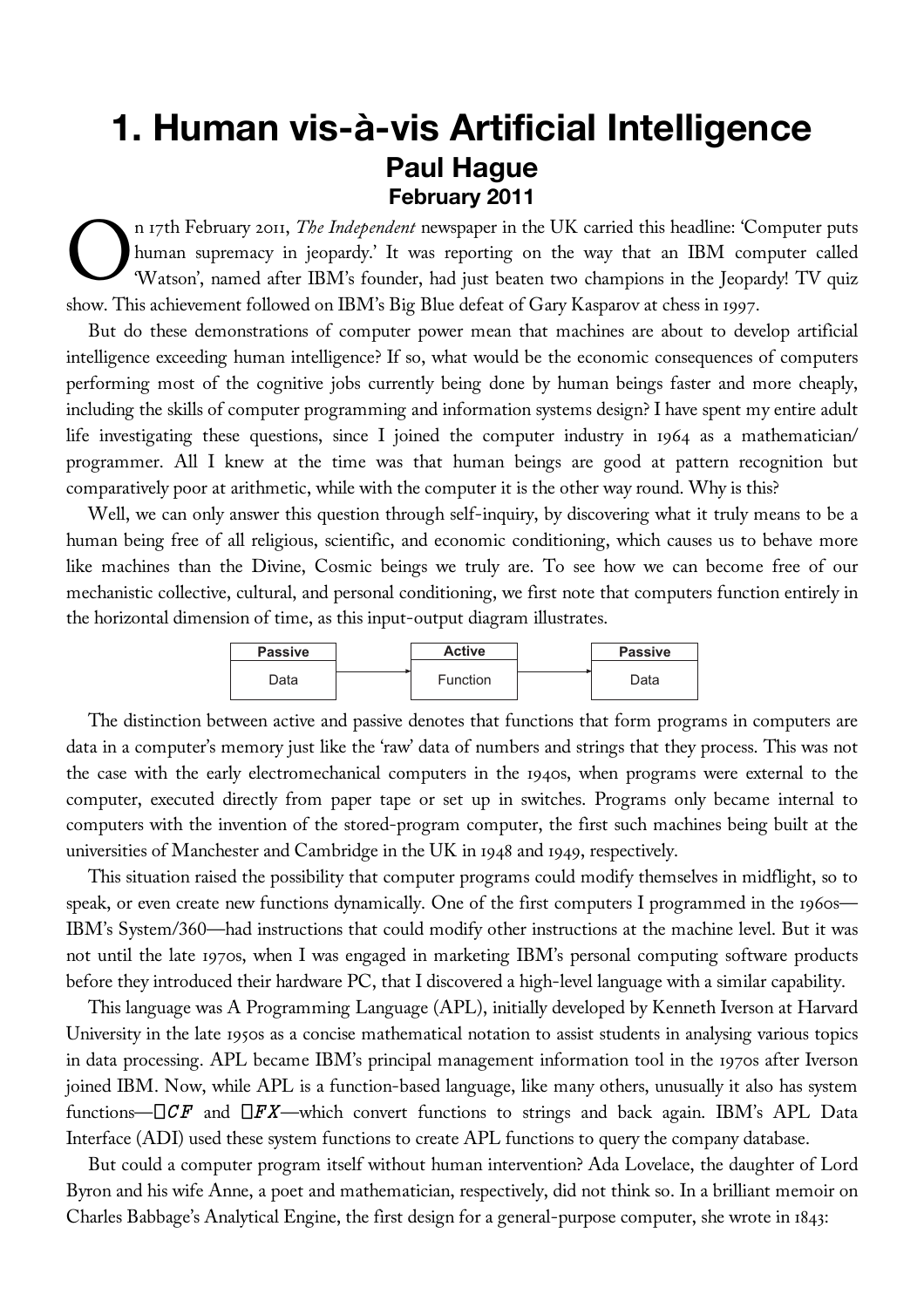# 1. Human vis-à-vis Artificial Intelligence

## Paul Hague

### February 2011

On 17th February 2011, *The Independent* newspaper in the UK carried this headline: 'Computer puts human supremacy in jeopardy.' It was reporting on the way that an IBM computer called 'Watson', named after IBM's founder, had just beaten two champions in the Jeopardy! TV quiz show. This achievement followed on IBM's Big Blue defeat of Gary Kasparov at chess in 1997.

But do these demonstrations of computer power mean that machines are about to develop artificial intelligence exceeding human intelligence? If so, what would be the economic consequences of computers performing most of the cognitive jobs currently being done by human beings faster and more cheaply, including the skills of computer programming and information systems design? I have spent my entire adult life investigating these questions, since I joined the computer industry in 1964 as a mathematician/ programmer. All I knew at the time was that human beings are good at pattern recognition but comparatively poor at arithmetic, while with the computer it is the other way round. Why is this?

Well, we can only answer this question through self-inquiry, by discovering what it truly means to be a human being free of all religious, scientific, and economic conditioning, which causes us to behave more like machines than the Divine, Cosmic beings we truly are. To see how we can become free of our mechanistic collective, cultural, and personal conditioning, we first note that computers function entirely in the horizontal dimension of time, as this input-output diagram illustrates.

| Passive | | Active | | Passive |
|---|---|---|---|---|
| Data | → | Function | → | Data |

The distinction between active and passive denotes that functions that form programs in computers are data in a computer's memory just like the 'raw' data of numbers and strings that they process. This was not the case with the early electromechanical computers in the 1940s, when programs were external to the computer, executed directly from paper tape or set up in switches. Programs only became internal to computers with the invention of the stored-program computer, the first such machines being built at the universities of Manchester and Cambridge in the UK in 1948 and 1949, respectively.

This situation raised the possibility that computer programs could modify themselves in midflight, so to speak, or even create new functions dynamically. One of the first computers I programmed in the 1960s—IBM's System/360—had instructions that could modify other instructions at the machine level. But it was not until the late 1970s, when I was engaged in marketing IBM's personal computing software products before they introduced their hardware PC, that I discovered a high-level language with a similar capability.

This language was A Programming Language (APL), initially developed by Kenneth Iverson at Harvard University in the late 1950s as a concise mathematical notation to assist students in analysing various topics in data processing. APL became IBM's principal management information tool in the 1970s after Iverson joined IBM. Now, while APL is a function-based language, like many others, unusually it also has system functions—⎕*CF* and ⎕*FX*—which convert functions to strings and back again. IBM's APL Data Interface (ADI) used these system functions to create APL functions to query the company database.

But could a computer program itself without human intervention? Ada Lovelace, the daughter of Lord Byron and his wife Anne, a poet and mathematician, respectively, did not think so. In a brilliant memoir on Charles Babbage's Analytical Engine, the first design for a general-purpose computer, she wrote in 1843: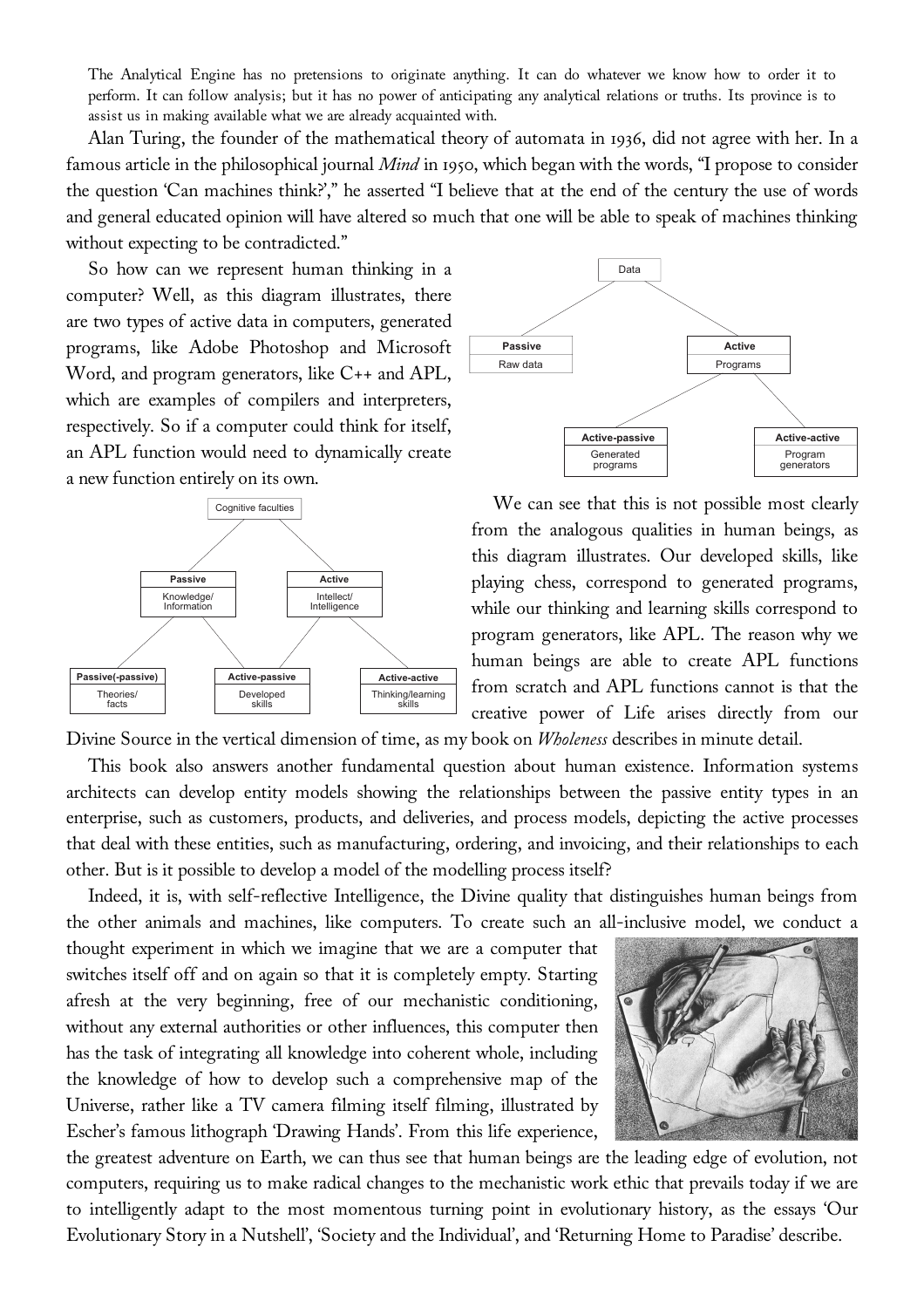> The Analytical Engine has no pretensions to originate anything. It can do whatever we know how to order it to perform. It can follow analysis; but it has no power of anticipating any analytical relations or truths. Its province is to assist us in making available what we are already acquainted with.

Alan Turing, the founder of the mathematical theory of automata in 1936, did not agree with her. In a famous article in the philosophical journal *Mind* in 1950, which began with the words, "I propose to consider the question 'Can machines think?'," he asserted "I believe that at the end of the century the use of words and general educated opinion will have altered so much that one will be able to speak of machines thinking without expecting to be contradicted."

So how can we represent human thinking in a computer? Well, as this diagram illustrates, there are two types of active data in computers, generated programs, like Adobe Photoshop and Microsoft Word, and program generators, like C++ and APL, which are examples of compilers and interpreters, respectively. So if a computer could think for itself, an APL function would need to dynamically create a new function entirely on its own.

Data
Passive
Raw data
Active
Programs
Active-passive
Generated programs
Active-active
Program generators

Cognitive faculties
Passive
Knowledge/ Information
Active
Intellect/ Intelligence
Passive(-passive)
Theories/ facts
Active-passive
Developed skills
Active-active
Thinking/learning skills

We can see that this is not possible most clearly from the analogous qualities in human beings, as this diagram illustrates. Our developed skills, like playing chess, correspond to generated programs, while our thinking and learning skills correspond to program generators, like APL. The reason why we human beings are able to create APL functions from scratch and APL functions cannot is that the creative power of Life arises directly from our Divine Source in the vertical dimension of time, as my book on *Wholeness* describes in minute detail.

This book also answers another fundamental question about human existence. Information systems architects can develop entity models showing the relationships between the passive entity types in an enterprise, such as customers, products, and deliveries, and process models, depicting the active processes that deal with these entities, such as manufacturing, ordering, and invoicing, and their relationships to each other. But is it possible to develop a model of the modelling process itself?

Indeed, it is, with self-reflective Intelligence, the Divine quality that distinguishes human beings from the other animals and machines, like computers. To create such an all-inclusive model, we conduct a thought experiment in which we imagine that we are a computer that switches itself off and on again so that it is completely empty. Starting afresh at the very beginning, free of our mechanistic conditioning, without any external authorities or other influences, this computer then has the task of integrating all knowledge into coherent whole, including the knowledge of how to develop such a comprehensive map of the Universe, rather like a TV camera filming itself filming, illustrated by Escher's famous lithograph 'Drawing Hands'. From this life experience, the greatest adventure on Earth, we can thus see that human beings are the leading edge of evolution, not computers, requiring us to make radical changes to the mechanistic work ethic that prevails today if we are to intelligently adapt to the most momentous turning point in evolutionary history, as the essays 'Our Evolutionary Story in a Nutshell', 'Society and the Individual', and 'Returning Home to Paradise' describe.